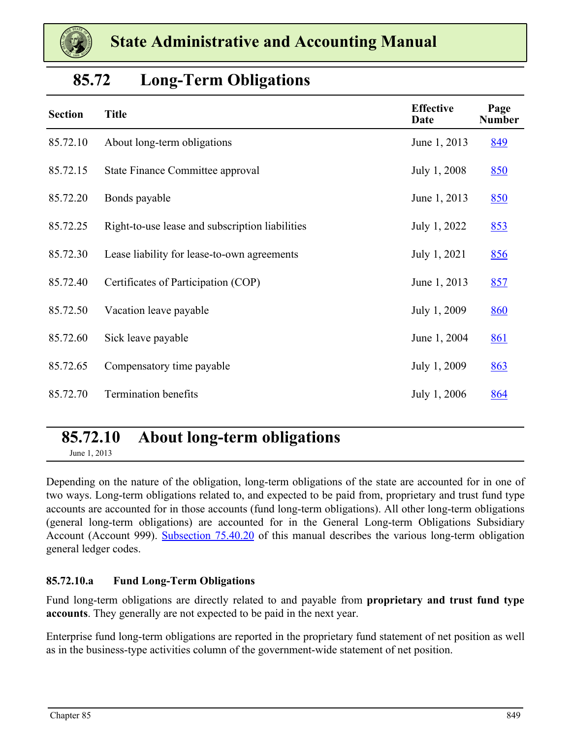# State Administrative and Accounting Manual

## 85.72 Long-Term Obligations

| Section | Title | Effective Date | Page Number |
|---|---|---|---|
| 85.72.10 | About long-term obligations | June 1, 2013 | 849 |
| 85.72.15 | State Finance Committee approval | July 1, 2008 | 850 |
| 85.72.20 | Bonds payable | June 1, 2013 | 850 |
| 85.72.25 | Right-to-use lease and subscription liabilities | July 1, 2022 | 853 |
| 85.72.30 | Lease liability for lease-to-own agreements | July 1, 2021 | 856 |
| 85.72.40 | Certificates of Participation (COP) | June 1, 2013 | 857 |
| 85.72.50 | Vacation leave payable | July 1, 2009 | 860 |
| 85.72.60 | Sick leave payable | June 1, 2004 | 861 |
| 85.72.65 | Compensatory time payable | July 1, 2009 | 863 |
| 85.72.70 | Termination benefits | July 1, 2006 | 864 |

## 85.72.10 About long-term obligations

June 1, 2013

Depending on the nature of the obligation, long-term obligations of the state are accounted for in one of two ways. Long-term obligations related to, and expected to be paid from, proprietary and trust fund type accounts are accounted for in those accounts (fund long-term obligations). All other long-term obligations (general long-term obligations) are accounted for in the General Long-term Obligations Subsidiary Account (Account 999). Subsection 75.40.20 of this manual describes the various long-term obligation general ledger codes.

### 85.72.10.a Fund Long-Term Obligations

Fund long-term obligations are directly related to and payable from **proprietary and trust fund type accounts**. They generally are not expected to be paid in the next year.

Enterprise fund long-term obligations are reported in the proprietary fund statement of net position as well as in the business-type activities column of the government-wide statement of net position.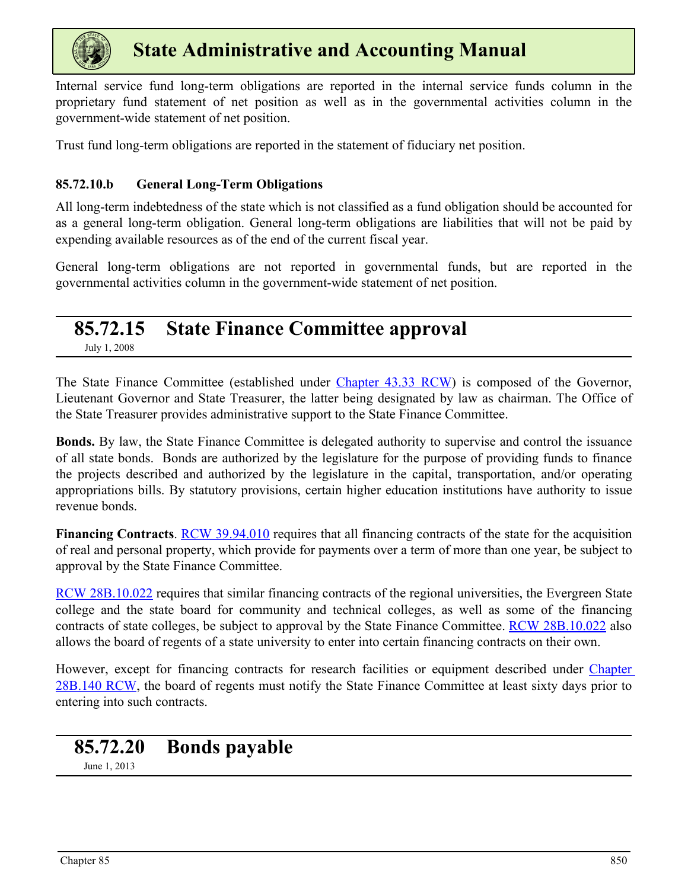Internal service fund long-term obligations are reported in the internal service funds column in the proprietary fund statement of net position as well as in the governmental activities column in the government-wide statement of net position.

Trust fund long-term obligations are reported in the statement of fiduciary net position.

### 85.72.10.b General Long-Term Obligations

All long-term indebtedness of the state which is not classified as a fund obligation should be accounted for as a general long-term obligation. General long-term obligations are liabilities that will not be paid by expending available resources as of the end of the current fiscal year.

General long-term obligations are not reported in governmental funds, but are reported in the governmental activities column in the government-wide statement of net position.

## 85.72.15 State Finance Committee approval

July 1, 2008

The State Finance Committee (established under Chapter 43.33 RCW) is composed of the Governor, Lieutenant Governor and State Treasurer, the latter being designated by law as chairman. The Office of the State Treasurer provides administrative support to the State Finance Committee.

**Bonds.** By law, the State Finance Committee is delegated authority to supervise and control the issuance of all state bonds. Bonds are authorized by the legislature for the purpose of providing funds to finance the projects described and authorized by the legislature in the capital, transportation, and/or operating appropriations bills. By statutory provisions, certain higher education institutions have authority to issue revenue bonds.

**Financing Contracts**. RCW 39.94.010 requires that all financing contracts of the state for the acquisition of real and personal property, which provide for payments over a term of more than one year, be subject to approval by the State Finance Committee.

RCW 28B.10.022 requires that similar financing contracts of the regional universities, the Evergreen State college and the state board for community and technical colleges, as well as some of the financing contracts of state colleges, be subject to approval by the State Finance Committee. RCW 28B.10.022 also allows the board of regents of a state university to enter into certain financing contracts on their own.

However, except for financing contracts for research facilities or equipment described under Chapter 28B.140 RCW, the board of regents must notify the State Finance Committee at least sixty days prior to entering into such contracts.

## 85.72.20 Bonds payable

June 1, 2013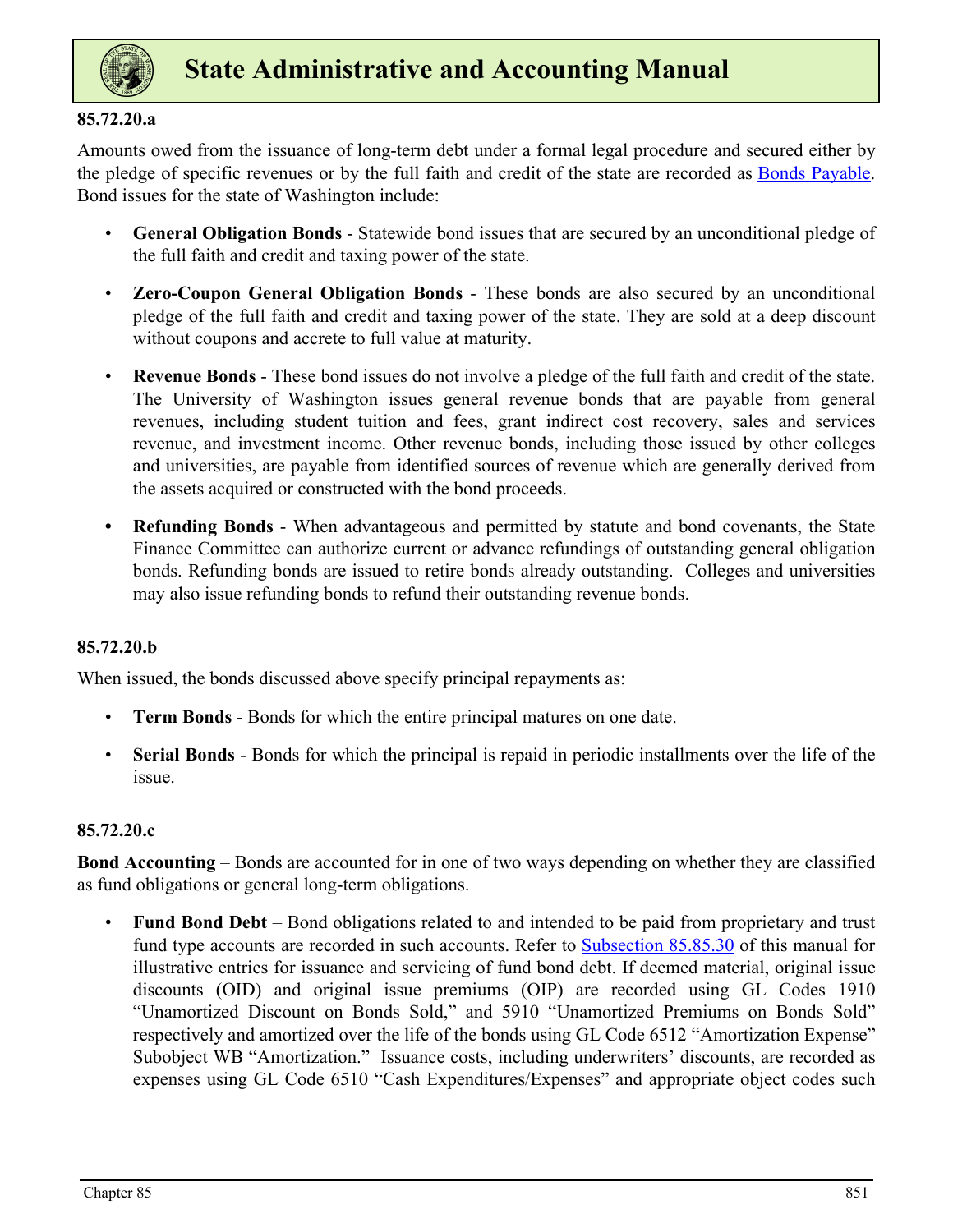### 85.72.20.a

Amounts owed from the issuance of long-term debt under a formal legal procedure and secured either by the pledge of specific revenues or by the full faith and credit of the state are recorded as Bonds Payable. Bond issues for the state of Washington include:

- **General Obligation Bonds** - Statewide bond issues that are secured by an unconditional pledge of the full faith and credit and taxing power of the state.
- **Zero-Coupon General Obligation Bonds** - These bonds are also secured by an unconditional pledge of the full faith and credit and taxing power of the state. They are sold at a deep discount without coupons and accrete to full value at maturity.
- **Revenue Bonds** - These bond issues do not involve a pledge of the full faith and credit of the state. The University of Washington issues general revenue bonds that are payable from general revenues, including student tuition and fees, grant indirect cost recovery, sales and services revenue, and investment income. Other revenue bonds, including those issued by other colleges and universities, are payable from identified sources of revenue which are generally derived from the assets acquired or constructed with the bond proceeds.
- **Refunding Bonds** - When advantageous and permitted by statute and bond covenants, the State Finance Committee can authorize current or advance refundings of outstanding general obligation bonds. Refunding bonds are issued to retire bonds already outstanding. Colleges and universities may also issue refunding bonds to refund their outstanding revenue bonds.

### 85.72.20.b

When issued, the bonds discussed above specify principal repayments as:

- **Term Bonds** - Bonds for which the entire principal matures on one date.
- **Serial Bonds** - Bonds for which the principal is repaid in periodic installments over the life of the issue.

### 85.72.20.c

**Bond Accounting** – Bonds are accounted for in one of two ways depending on whether they are classified as fund obligations or general long-term obligations.

- **Fund Bond Debt** – Bond obligations related to and intended to be paid from proprietary and trust fund type accounts are recorded in such accounts. Refer to Subsection 85.85.30 of this manual for illustrative entries for issuance and servicing of fund bond debt. If deemed material, original issue discounts (OID) and original issue premiums (OIP) are recorded using GL Codes 1910 "Unamortized Discount on Bonds Sold," and 5910 "Unamortized Premiums on Bonds Sold" respectively and amortized over the life of the bonds using GL Code 6512 "Amortization Expense" Subobject WB "Amortization." Issuance costs, including underwriters' discounts, are recorded as expenses using GL Code 6510 "Cash Expenditures/Expenses" and appropriate object codes such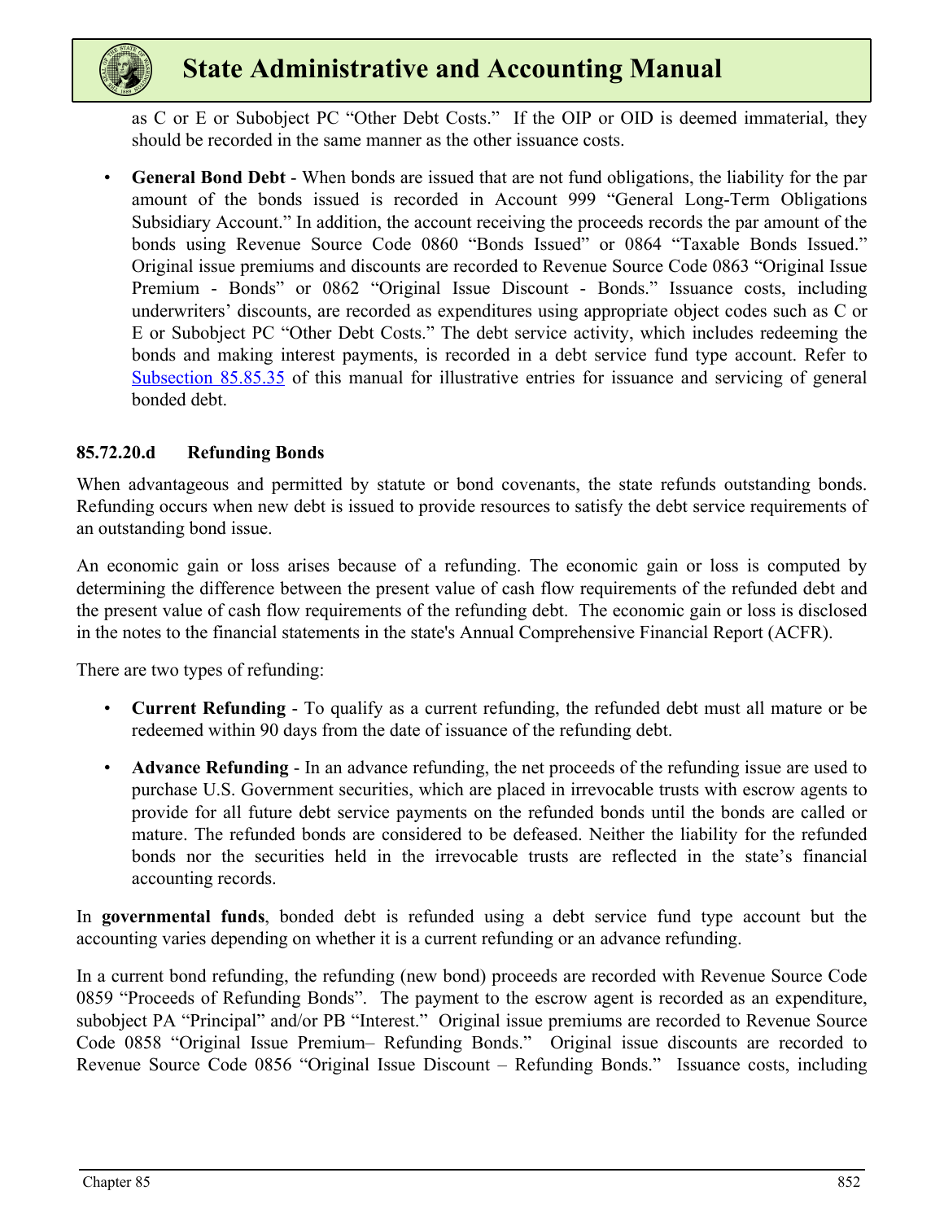as C or E or Subobject PC "Other Debt Costs." If the OIP or OID is deemed immaterial, they should be recorded in the same manner as the other issuance costs.

- **General Bond Debt** - When bonds are issued that are not fund obligations, the liability for the par amount of the bonds issued is recorded in Account 999 "General Long-Term Obligations Subsidiary Account." In addition, the account receiving the proceeds records the par amount of the bonds using Revenue Source Code 0860 "Bonds Issued" or 0864 "Taxable Bonds Issued." Original issue premiums and discounts are recorded to Revenue Source Code 0863 "Original Issue Premium - Bonds" or 0862 "Original Issue Discount - Bonds." Issuance costs, including underwriters' discounts, are recorded as expenditures using appropriate object codes such as C or E or Subobject PC "Other Debt Costs." The debt service activity, which includes redeeming the bonds and making interest payments, is recorded in a debt service fund type account. Refer to Subsection 85.85.35 of this manual for illustrative entries for issuance and servicing of general bonded debt.

### 85.72.20.d Refunding Bonds

When advantageous and permitted by statute or bond covenants, the state refunds outstanding bonds. Refunding occurs when new debt is issued to provide resources to satisfy the debt service requirements of an outstanding bond issue.

An economic gain or loss arises because of a refunding. The economic gain or loss is computed by determining the difference between the present value of cash flow requirements of the refunded debt and the present value of cash flow requirements of the refunding debt. The economic gain or loss is disclosed in the notes to the financial statements in the state's Annual Comprehensive Financial Report (ACFR).

There are two types of refunding:

- **Current Refunding** - To qualify as a current refunding, the refunded debt must all mature or be redeemed within 90 days from the date of issuance of the refunding debt.

- **Advance Refunding** - In an advance refunding, the net proceeds of the refunding issue are used to purchase U.S. Government securities, which are placed in irrevocable trusts with escrow agents to provide for all future debt service payments on the refunded bonds until the bonds are called or mature. The refunded bonds are considered to be defeased. Neither the liability for the refunded bonds nor the securities held in the irrevocable trusts are reflected in the state's financial accounting records.

In **governmental funds**, bonded debt is refunded using a debt service fund type account but the accounting varies depending on whether it is a current refunding or an advance refunding.

In a current bond refunding, the refunding (new bond) proceeds are recorded with Revenue Source Code 0859 "Proceeds of Refunding Bonds". The payment to the escrow agent is recorded as an expenditure, subobject PA "Principal" and/or PB "Interest." Original issue premiums are recorded to Revenue Source Code 0858 "Original Issue Premium– Refunding Bonds." Original issue discounts are recorded to Revenue Source Code 0856 "Original Issue Discount – Refunding Bonds." Issuance costs, including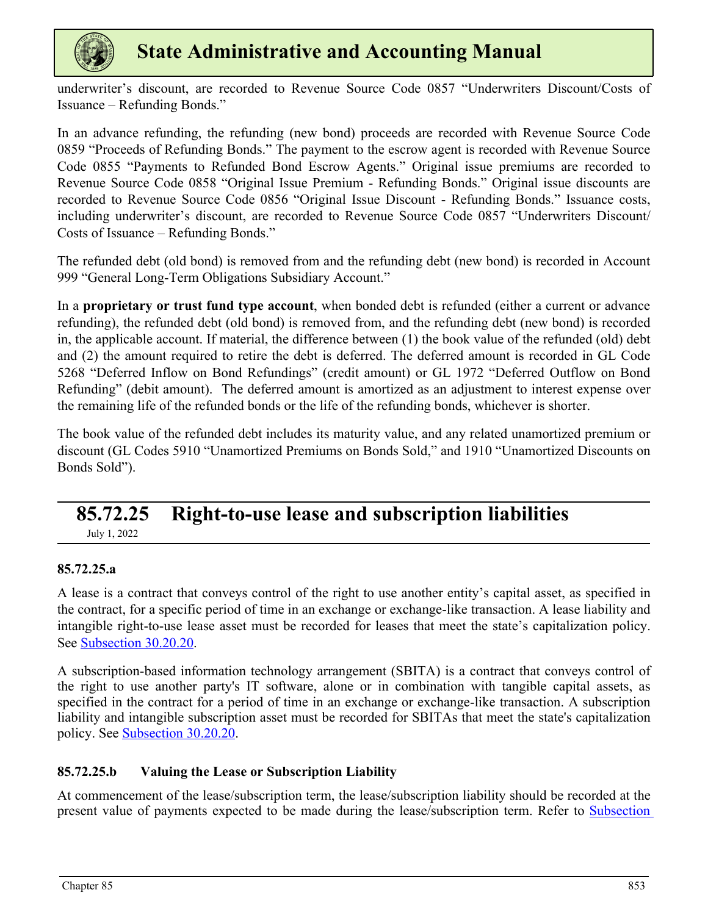underwriter's discount, are recorded to Revenue Source Code 0857 "Underwriters Discount/Costs of Issuance – Refunding Bonds."

In an advance refunding, the refunding (new bond) proceeds are recorded with Revenue Source Code 0859 "Proceeds of Refunding Bonds." The payment to the escrow agent is recorded with Revenue Source Code 0855 "Payments to Refunded Bond Escrow Agents." Original issue premiums are recorded to Revenue Source Code 0858 "Original Issue Premium - Refunding Bonds." Original issue discounts are recorded to Revenue Source Code 0856 "Original Issue Discount - Refunding Bonds." Issuance costs, including underwriter's discount, are recorded to Revenue Source Code 0857 "Underwriters Discount/ Costs of Issuance – Refunding Bonds."

The refunded debt (old bond) is removed from and the refunding debt (new bond) is recorded in Account 999 "General Long-Term Obligations Subsidiary Account."

In a **proprietary or trust fund type account**, when bonded debt is refunded (either a current or advance refunding), the refunded debt (old bond) is removed from, and the refunding debt (new bond) is recorded in, the applicable account. If material, the difference between (1) the book value of the refunded (old) debt and (2) the amount required to retire the debt is deferred. The deferred amount is recorded in GL Code 5268 "Deferred Inflow on Bond Refundings" (credit amount) or GL 1972 "Deferred Outflow on Bond Refunding" (debit amount). The deferred amount is amortized as an adjustment to interest expense over the remaining life of the refunded bonds or the life of the refunding bonds, whichever is shorter.

The book value of the refunded debt includes its maturity value, and any related unamortized premium or discount (GL Codes 5910 "Unamortized Premiums on Bonds Sold," and 1910 "Unamortized Discounts on Bonds Sold").

## 85.72.25 Right-to-use lease and subscription liabilities

July 1, 2022

### 85.72.25.a

A lease is a contract that conveys control of the right to use another entity's capital asset, as specified in the contract, for a specific period of time in an exchange or exchange-like transaction. A lease liability and intangible right-to-use lease asset must be recorded for leases that meet the state's capitalization policy. See Subsection 30.20.20.

A subscription-based information technology arrangement (SBITA) is a contract that conveys control of the right to use another party's IT software, alone or in combination with tangible capital assets, as specified in the contract for a period of time in an exchange or exchange-like transaction. A subscription liability and intangible subscription asset must be recorded for SBITAs that meet the state's capitalization policy. See Subsection 30.20.20.

### 85.72.25.b Valuing the Lease or Subscription Liability

At commencement of the lease/subscription term, the lease/subscription liability should be recorded at the present value of payments expected to be made during the lease/subscription term. Refer to Subsection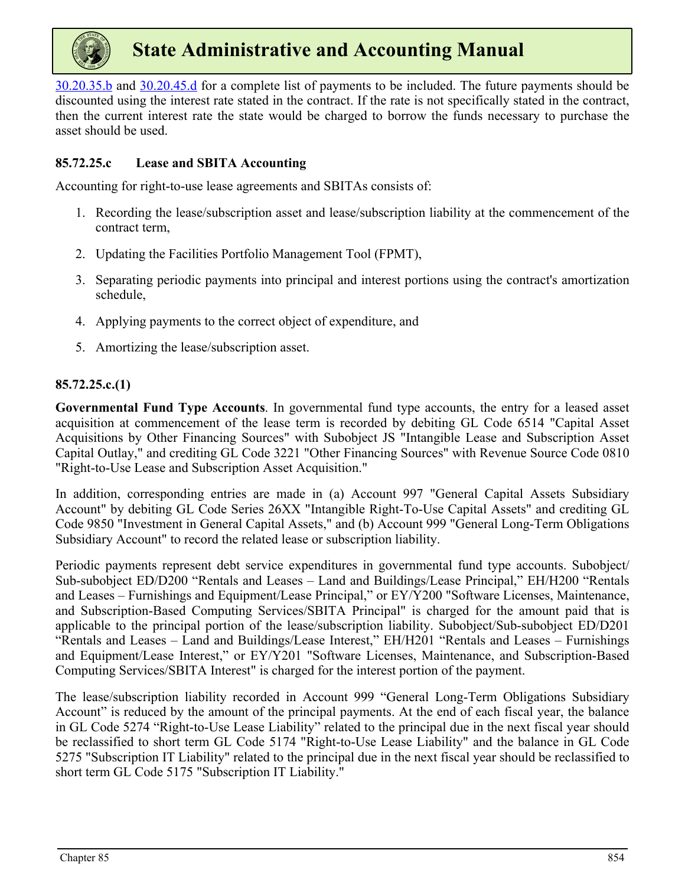30.20.35.b and 30.20.45.d for a complete list of payments to be included. The future payments should be discounted using the interest rate stated in the contract. If the rate is not specifically stated in the contract, then the current interest rate the state would be charged to borrow the funds necessary to purchase the asset should be used.

### 85.72.25.c Lease and SBITA Accounting

Accounting for right-to-use lease agreements and SBITAs consists of:

1. Recording the lease/subscription asset and lease/subscription liability at the commencement of the contract term,
2. Updating the Facilities Portfolio Management Tool (FPMT),
3. Separating periodic payments into principal and interest portions using the contract's amortization schedule,
4. Applying payments to the correct object of expenditure, and
5. Amortizing the lease/subscription asset.

### 85.72.25.c.(1)

**Governmental Fund Type Accounts**. In governmental fund type accounts, the entry for a leased asset acquisition at commencement of the lease term is recorded by debiting GL Code 6514 "Capital Asset Acquisitions by Other Financing Sources" with Subobject JS "Intangible Lease and Subscription Asset Capital Outlay," and crediting GL Code 3221 "Other Financing Sources" with Revenue Source Code 0810 "Right-to-Use Lease and Subscription Asset Acquisition."

In addition, corresponding entries are made in (a) Account 997 "General Capital Assets Subsidiary Account" by debiting GL Code Series 26XX "Intangible Right-To-Use Capital Assets" and crediting GL Code 9850 "Investment in General Capital Assets," and (b) Account 999 "General Long-Term Obligations Subsidiary Account" to record the related lease or subscription liability.

Periodic payments represent debt service expenditures in governmental fund type accounts. Subobject/Sub-subobject ED/D200 "Rentals and Leases – Land and Buildings/Lease Principal," EH/H200 "Rentals and Leases – Furnishings and Equipment/Lease Principal," or EY/Y200 "Software Licenses, Maintenance, and Subscription-Based Computing Services/SBITA Principal" is charged for the amount paid that is applicable to the principal portion of the lease/subscription liability. Subobject/Sub-subobject ED/D201 "Rentals and Leases – Land and Buildings/Lease Interest," EH/H201 "Rentals and Leases – Furnishings and Equipment/Lease Interest," or EY/Y201 "Software Licenses, Maintenance, and Subscription-Based Computing Services/SBITA Interest" is charged for the interest portion of the payment.

The lease/subscription liability recorded in Account 999 "General Long-Term Obligations Subsidiary Account" is reduced by the amount of the principal payments. At the end of each fiscal year, the balance in GL Code 5274 "Right-to-Use Lease Liability" related to the principal due in the next fiscal year should be reclassified to short term GL Code 5174 "Right-to-Use Lease Liability" and the balance in GL Code 5275 "Subscription IT Liability" related to the principal due in the next fiscal year should be reclassified to short term GL Code 5175 "Subscription IT Liability."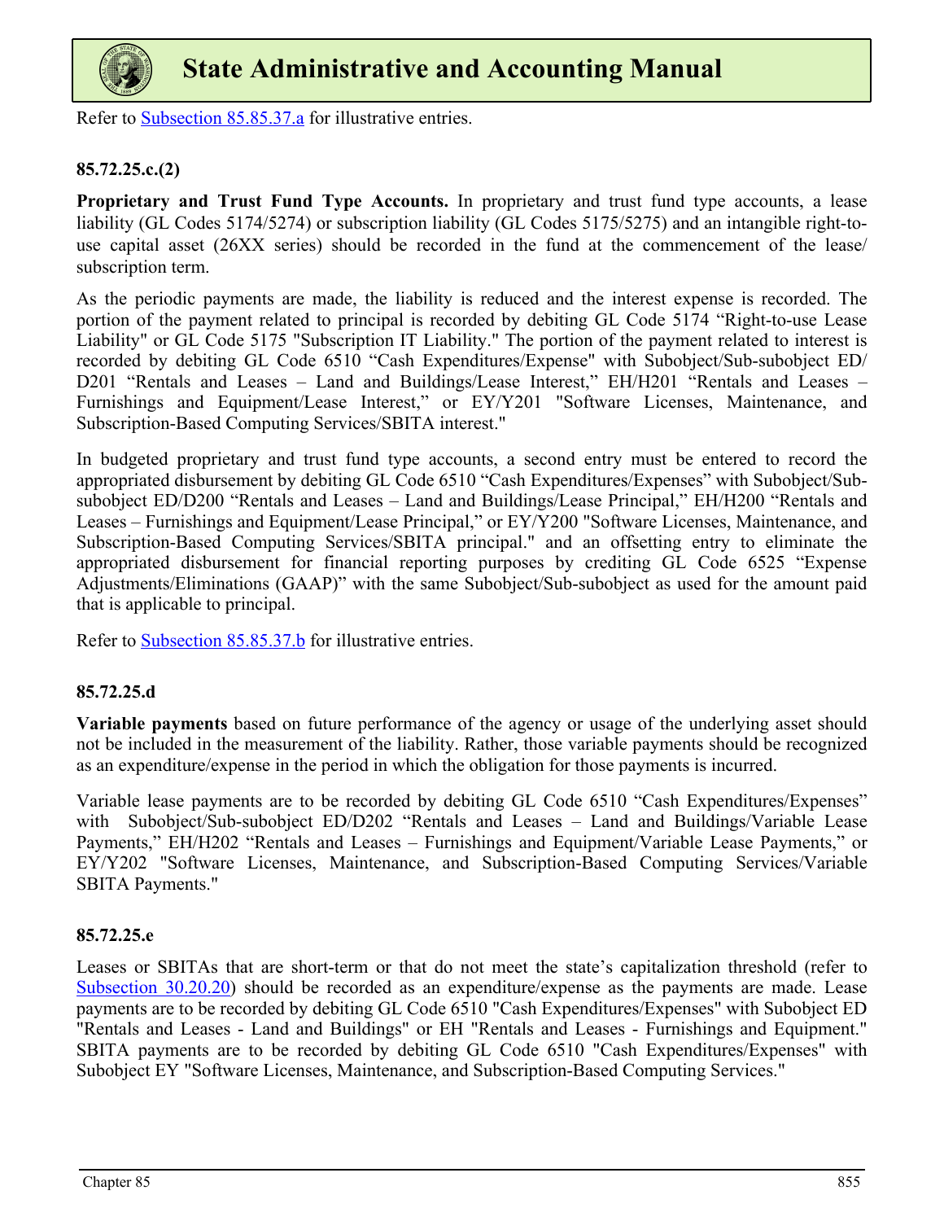Refer to [Subsection 85.85.37.a](#) for illustrative entries.

### 85.72.25.c.(2)

**Proprietary and Trust Fund Type Accounts.** In proprietary and trust fund type accounts, a lease liability (GL Codes 5174/5274) or subscription liability (GL Codes 5175/5275) and an intangible right-to-use capital asset (26XX series) should be recorded in the fund at the commencement of the lease/ subscription term.

As the periodic payments are made, the liability is reduced and the interest expense is recorded. The portion of the payment related to principal is recorded by debiting GL Code 5174 "Right-to-use Lease Liability" or GL Code 5175 "Subscription IT Liability." The portion of the payment related to interest is recorded by debiting GL Code 6510 "Cash Expenditures/Expense" with Subobject/Sub-subobject ED/ D201 "Rentals and Leases – Land and Buildings/Lease Interest," EH/H201 "Rentals and Leases – Furnishings and Equipment/Lease Interest," or EY/Y201 "Software Licenses, Maintenance, and Subscription-Based Computing Services/SBITA interest."

In budgeted proprietary and trust fund type accounts, a second entry must be entered to record the appropriated disbursement by debiting GL Code 6510 "Cash Expenditures/Expenses" with Subobject/Sub-subobject ED/D200 "Rentals and Leases – Land and Buildings/Lease Principal," EH/H200 "Rentals and Leases – Furnishings and Equipment/Lease Principal," or EY/Y200 "Software Licenses, Maintenance, and Subscription-Based Computing Services/SBITA principal." and an offsetting entry to eliminate the appropriated disbursement for financial reporting purposes by crediting GL Code 6525 "Expense Adjustments/Eliminations (GAAP)" with the same Subobject/Sub-subobject as used for the amount paid that is applicable to principal.

Refer to [Subsection 85.85.37.b](#) for illustrative entries.

### 85.72.25.d

**Variable payments** based on future performance of the agency or usage of the underlying asset should not be included in the measurement of the liability. Rather, those variable payments should be recognized as an expenditure/expense in the period in which the obligation for those payments is incurred.

Variable lease payments are to be recorded by debiting GL Code 6510 "Cash Expenditures/Expenses" with Subobject/Sub-subobject ED/D202 "Rentals and Leases – Land and Buildings/Variable Lease Payments," EH/H202 "Rentals and Leases – Furnishings and Equipment/Variable Lease Payments," or EY/Y202 "Software Licenses, Maintenance, and Subscription-Based Computing Services/Variable SBITA Payments."

### 85.72.25.e

Leases or SBITAs that are short-term or that do not meet the state's capitalization threshold (refer to [Subsection 30.20.20](#)) should be recorded as an expenditure/expense as the payments are made. Lease payments are to be recorded by debiting GL Code 6510 "Cash Expenditures/Expenses" with Subobject ED "Rentals and Leases - Land and Buildings" or EH "Rentals and Leases - Furnishings and Equipment." SBITA payments are to be recorded by debiting GL Code 6510 "Cash Expenditures/Expenses" with Subobject EY "Software Licenses, Maintenance, and Subscription-Based Computing Services."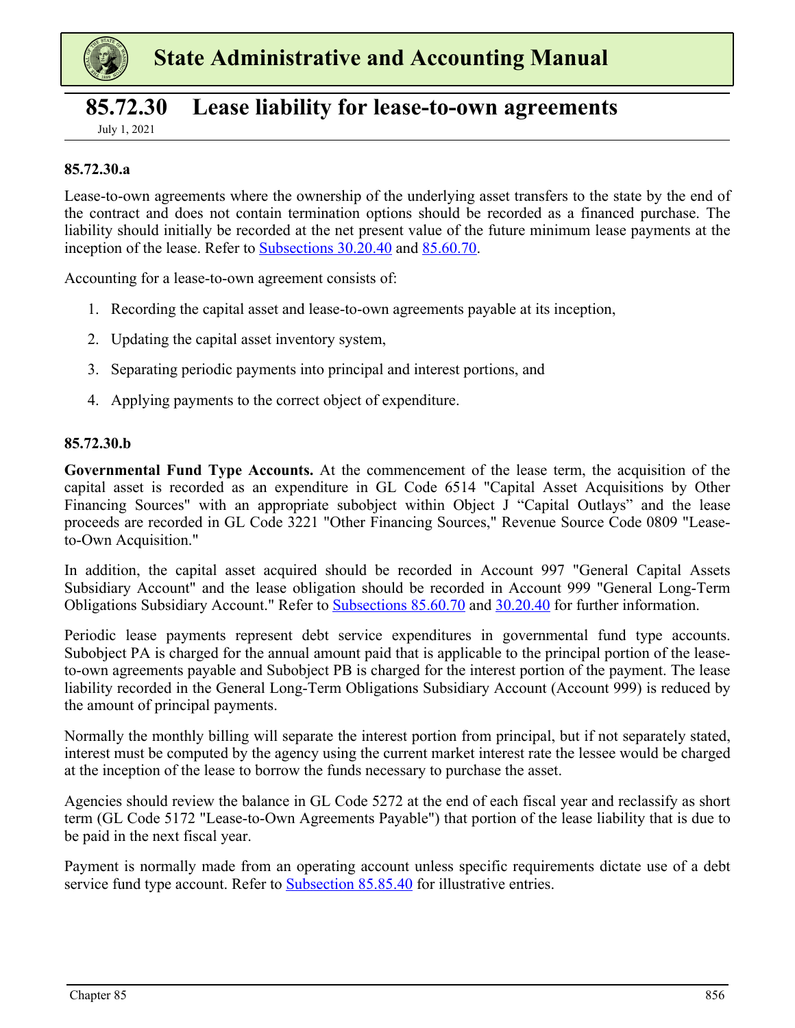# 85.72.30 Lease liability for lease-to-own agreements

July 1, 2021

### 85.72.30.a

Lease-to-own agreements where the ownership of the underlying asset transfers to the state by the end of the contract and does not contain termination options should be recorded as a financed purchase. The liability should initially be recorded at the net present value of the future minimum lease payments at the inception of the lease. Refer to Subsections 30.20.40 and 85.60.70.

Accounting for a lease-to-own agreement consists of:

1. Recording the capital asset and lease-to-own agreements payable at its inception,
2. Updating the capital asset inventory system,
3. Separating periodic payments into principal and interest portions, and
4. Applying payments to the correct object of expenditure.

### 85.72.30.b

**Governmental Fund Type Accounts.** At the commencement of the lease term, the acquisition of the capital asset is recorded as an expenditure in GL Code 6514 "Capital Asset Acquisitions by Other Financing Sources" with an appropriate subobject within Object J "Capital Outlays" and the lease proceeds are recorded in GL Code 3221 "Other Financing Sources," Revenue Source Code 0809 "Lease-to-Own Acquisition."

In addition, the capital asset acquired should be recorded in Account 997 "General Capital Assets Subsidiary Account" and the lease obligation should be recorded in Account 999 "General Long-Term Obligations Subsidiary Account." Refer to Subsections 85.60.70 and 30.20.40 for further information.

Periodic lease payments represent debt service expenditures in governmental fund type accounts. Subobject PA is charged for the annual amount paid that is applicable to the principal portion of the lease-to-own agreements payable and Subobject PB is charged for the interest portion of the payment. The lease liability recorded in the General Long-Term Obligations Subsidiary Account (Account 999) is reduced by the amount of principal payments.

Normally the monthly billing will separate the interest portion from principal, but if not separately stated, interest must be computed by the agency using the current market interest rate the lessee would be charged at the inception of the lease to borrow the funds necessary to purchase the asset.

Agencies should review the balance in GL Code 5272 at the end of each fiscal year and reclassify as short term (GL Code 5172 "Lease-to-Own Agreements Payable") that portion of the lease liability that is due to be paid in the next fiscal year.

Payment is normally made from an operating account unless specific requirements dictate use of a debt service fund type account. Refer to Subsection 85.85.40 for illustrative entries.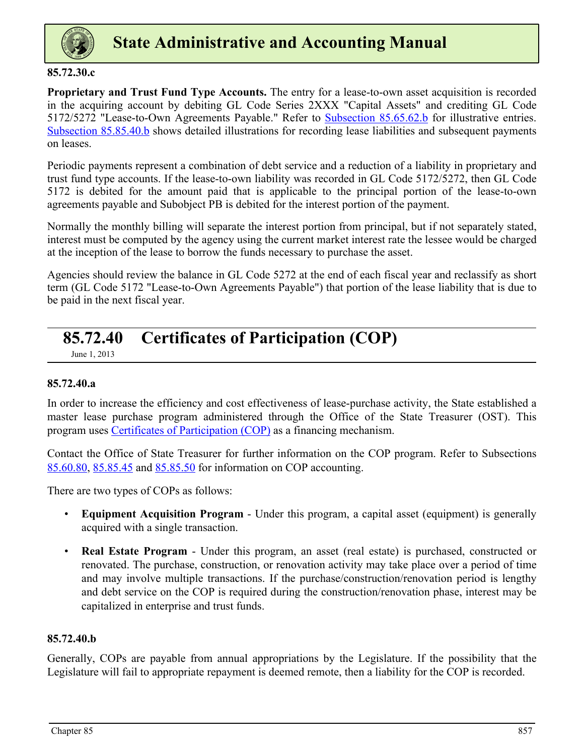**85.72.30.c**

**Proprietary and Trust Fund Type Accounts.** The entry for a lease-to-own asset acquisition is recorded in the acquiring account by debiting GL Code Series 2XXX "Capital Assets" and crediting GL Code 5172/5272 "Lease-to-Own Agreements Payable." Refer to Subsection 85.65.62.b for illustrative entries. Subsection 85.85.40.b shows detailed illustrations for recording lease liabilities and subsequent payments on leases.

Periodic payments represent a combination of debt service and a reduction of a liability in proprietary and trust fund type accounts. If the lease-to-own liability was recorded in GL Code 5172/5272, then GL Code 5172 is debited for the amount paid that is applicable to the principal portion of the lease-to-own agreements payable and Subobject PB is debited for the interest portion of the payment.

Normally the monthly billing will separate the interest portion from principal, but if not separately stated, interest must be computed by the agency using the current market interest rate the lessee would be charged at the inception of the lease to borrow the funds necessary to purchase the asset.

Agencies should review the balance in GL Code 5272 at the end of each fiscal year and reclassify as short term (GL Code 5172 "Lease-to-Own Agreements Payable") that portion of the lease liability that is due to be paid in the next fiscal year.

## 85.72.40 Certificates of Participation (COP)

June 1, 2013

**85.72.40.a**

In order to increase the efficiency and cost effectiveness of lease-purchase activity, the State established a master lease purchase program administered through the Office of the State Treasurer (OST). This program uses Certificates of Participation (COP) as a financing mechanism.

Contact the Office of State Treasurer for further information on the COP program. Refer to Subsections 85.60.80, 85.85.45 and 85.85.50 for information on COP accounting.

There are two types of COPs as follows:

- **Equipment Acquisition Program** - Under this program, a capital asset (equipment) is generally acquired with a single transaction.
- **Real Estate Program** - Under this program, an asset (real estate) is purchased, constructed or renovated. The purchase, construction, or renovation activity may take place over a period of time and may involve multiple transactions. If the purchase/construction/renovation period is lengthy and debt service on the COP is required during the construction/renovation phase, interest may be capitalized in enterprise and trust funds.

**85.72.40.b**

Generally, COPs are payable from annual appropriations by the Legislature. If the possibility that the Legislature will fail to appropriate repayment is deemed remote, then a liability for the COP is recorded.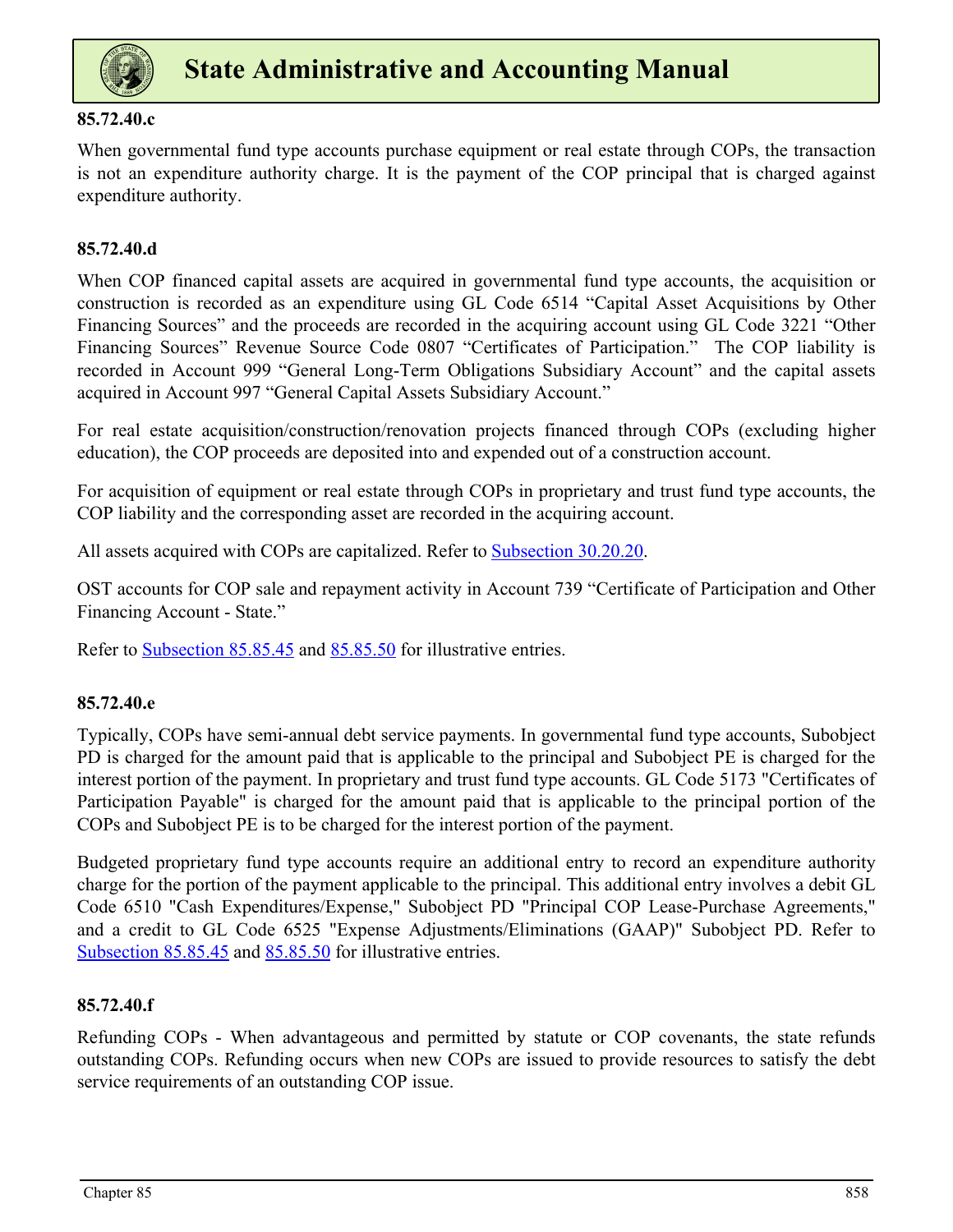### 85.72.40.c

When governmental fund type accounts purchase equipment or real estate through COPs, the transaction is not an expenditure authority charge. It is the payment of the COP principal that is charged against expenditure authority.

### 85.72.40.d

When COP financed capital assets are acquired in governmental fund type accounts, the acquisition or construction is recorded as an expenditure using GL Code 6514 "Capital Asset Acquisitions by Other Financing Sources" and the proceeds are recorded in the acquiring account using GL Code 3221 "Other Financing Sources" Revenue Source Code 0807 "Certificates of Participation." The COP liability is recorded in Account 999 "General Long-Term Obligations Subsidiary Account" and the capital assets acquired in Account 997 "General Capital Assets Subsidiary Account."

For real estate acquisition/construction/renovation projects financed through COPs (excluding higher education), the COP proceeds are deposited into and expended out of a construction account.

For acquisition of equipment or real estate through COPs in proprietary and trust fund type accounts, the COP liability and the corresponding asset are recorded in the acquiring account.

All assets acquired with COPs are capitalized. Refer to Subsection 30.20.20.

OST accounts for COP sale and repayment activity in Account 739 "Certificate of Participation and Other Financing Account - State."

Refer to Subsection 85.85.45 and 85.85.50 for illustrative entries.

### 85.72.40.e

Typically, COPs have semi-annual debt service payments. In governmental fund type accounts, Subobject PD is charged for the amount paid that is applicable to the principal and Subobject PE is charged for the interest portion of the payment. In proprietary and trust fund type accounts. GL Code 5173 "Certificates of Participation Payable" is charged for the amount paid that is applicable to the principal portion of the COPs and Subobject PE is to be charged for the interest portion of the payment.

Budgeted proprietary fund type accounts require an additional entry to record an expenditure authority charge for the portion of the payment applicable to the principal. This additional entry involves a debit GL Code 6510 "Cash Expenditures/Expense," Subobject PD "Principal COP Lease-Purchase Agreements," and a credit to GL Code 6525 "Expense Adjustments/Eliminations (GAAP)" Subobject PD. Refer to Subsection 85.85.45 and 85.85.50 for illustrative entries.

### 85.72.40.f

Refunding COPs - When advantageous and permitted by statute or COP covenants, the state refunds outstanding COPs. Refunding occurs when new COPs are issued to provide resources to satisfy the debt service requirements of an outstanding COP issue.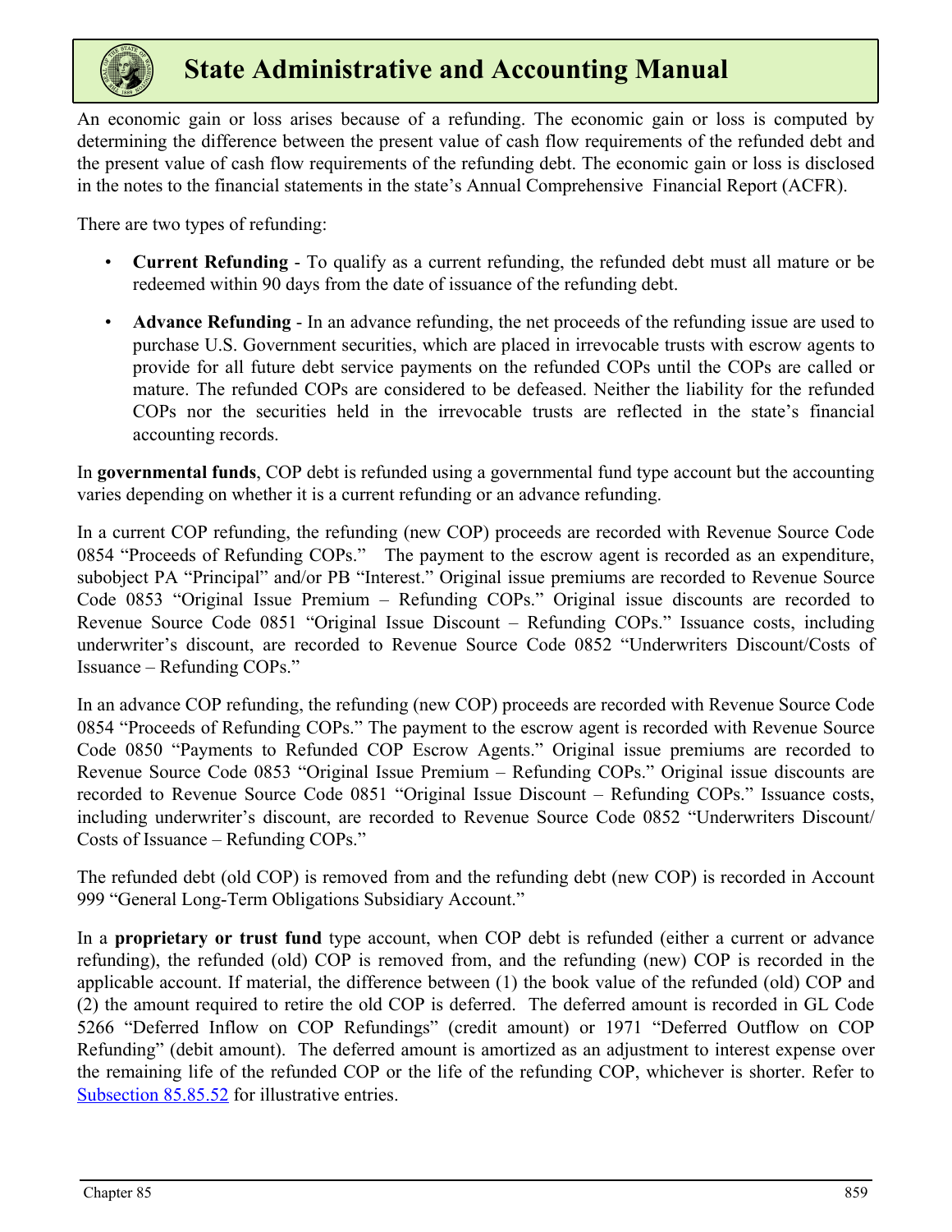An economic gain or loss arises because of a refunding. The economic gain or loss is computed by determining the difference between the present value of cash flow requirements of the refunded debt and the present value of cash flow requirements of the refunding debt. The economic gain or loss is disclosed in the notes to the financial statements in the state's Annual Comprehensive Financial Report (ACFR).

There are two types of refunding:

- **Current Refunding** - To qualify as a current refunding, the refunded debt must all mature or be redeemed within 90 days from the date of issuance of the refunding debt.
- **Advance Refunding** - In an advance refunding, the net proceeds of the refunding issue are used to purchase U.S. Government securities, which are placed in irrevocable trusts with escrow agents to provide for all future debt service payments on the refunded COPs until the COPs are called or mature. The refunded COPs are considered to be defeased. Neither the liability for the refunded COPs nor the securities held in the irrevocable trusts are reflected in the state's financial accounting records.

In **governmental funds**, COP debt is refunded using a governmental fund type account but the accounting varies depending on whether it is a current refunding or an advance refunding.

In a current COP refunding, the refunding (new COP) proceeds are recorded with Revenue Source Code 0854 "Proceeds of Refunding COPs." The payment to the escrow agent is recorded as an expenditure, subobject PA "Principal" and/or PB "Interest." Original issue premiums are recorded to Revenue Source Code 0853 "Original Issue Premium – Refunding COPs." Original issue discounts are recorded to Revenue Source Code 0851 "Original Issue Discount – Refunding COPs." Issuance costs, including underwriter's discount, are recorded to Revenue Source Code 0852 "Underwriters Discount/Costs of Issuance – Refunding COPs."

In an advance COP refunding, the refunding (new COP) proceeds are recorded with Revenue Source Code 0854 "Proceeds of Refunding COPs." The payment to the escrow agent is recorded with Revenue Source Code 0850 "Payments to Refunded COP Escrow Agents." Original issue premiums are recorded to Revenue Source Code 0853 "Original Issue Premium – Refunding COPs." Original issue discounts are recorded to Revenue Source Code 0851 "Original Issue Discount – Refunding COPs." Issuance costs, including underwriter's discount, are recorded to Revenue Source Code 0852 "Underwriters Discount/ Costs of Issuance – Refunding COPs."

The refunded debt (old COP) is removed from and the refunding debt (new COP) is recorded in Account 999 "General Long-Term Obligations Subsidiary Account."

In a **proprietary or trust fund** type account, when COP debt is refunded (either a current or advance refunding), the refunded (old) COP is removed from, and the refunding (new) COP is recorded in the applicable account. If material, the difference between (1) the book value of the refunded (old) COP and (2) the amount required to retire the old COP is deferred. The deferred amount is recorded in GL Code 5266 "Deferred Inflow on COP Refundings" (credit amount) or 1971 "Deferred Outflow on COP Refunding" (debit amount). The deferred amount is amortized as an adjustment to interest expense over the remaining life of the refunded COP or the life of the refunding COP, whichever is shorter. Refer to Subsection 85.85.52 for illustrative entries.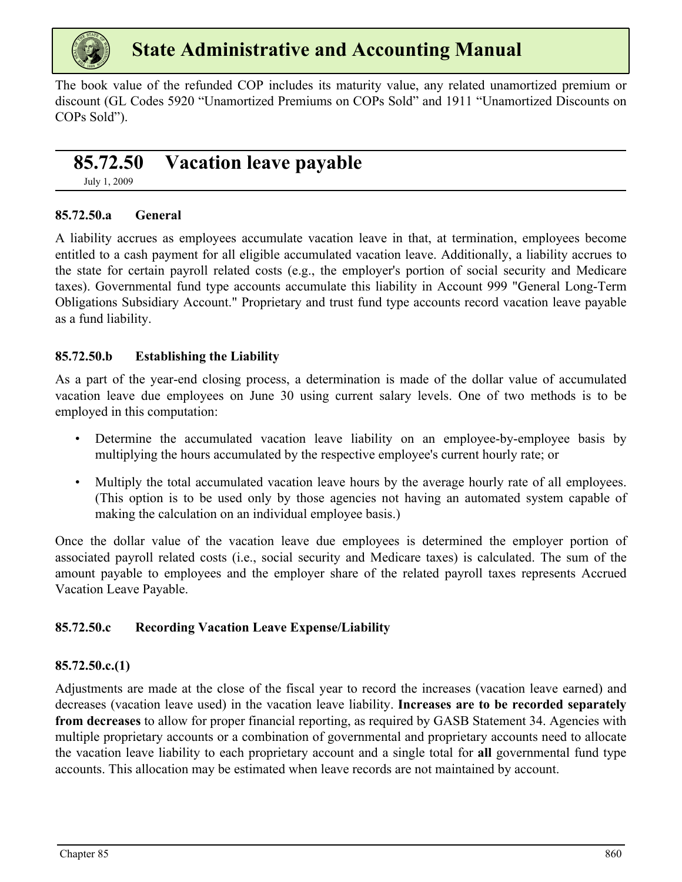The book value of the refunded COP includes its maturity value, any related unamortized premium or discount (GL Codes 5920 “Unamortized Premiums on COPs Sold” and 1911 “Unamortized Discounts on COPs Sold”).

## 85.72.50 Vacation leave payable

July 1, 2009

### 85.72.50.a General

A liability accrues as employees accumulate vacation leave in that, at termination, employees become entitled to a cash payment for all eligible accumulated vacation leave. Additionally, a liability accrues to the state for certain payroll related costs (e.g., the employer's portion of social security and Medicare taxes). Governmental fund type accounts accumulate this liability in Account 999 "General Long-Term Obligations Subsidiary Account." Proprietary and trust fund type accounts record vacation leave payable as a fund liability.

### 85.72.50.b Establishing the Liability

As a part of the year-end closing process, a determination is made of the dollar value of accumulated vacation leave due employees on June 30 using current salary levels. One of two methods is to be employed in this computation:

- Determine the accumulated vacation leave liability on an employee-by-employee basis by multiplying the hours accumulated by the respective employee's current hourly rate; or
- Multiply the total accumulated vacation leave hours by the average hourly rate of all employees. (This option is to be used only by those agencies not having an automated system capable of making the calculation on an individual employee basis.)

Once the dollar value of the vacation leave due employees is determined the employer portion of associated payroll related costs (i.e., social security and Medicare taxes) is calculated. The sum of the amount payable to employees and the employer share of the related payroll taxes represents Accrued Vacation Leave Payable.

### 85.72.50.c Recording Vacation Leave Expense/Liability

#### 85.72.50.c.(1)

Adjustments are made at the close of the fiscal year to record the increases (vacation leave earned) and decreases (vacation leave used) in the vacation leave liability. **Increases are to be recorded separately from decreases** to allow for proper financial reporting, as required by GASB Statement 34. Agencies with multiple proprietary accounts or a combination of governmental and proprietary accounts need to allocate the vacation leave liability to each proprietary account and a single total for **all** governmental fund type accounts. This allocation may be estimated when leave records are not maintained by account.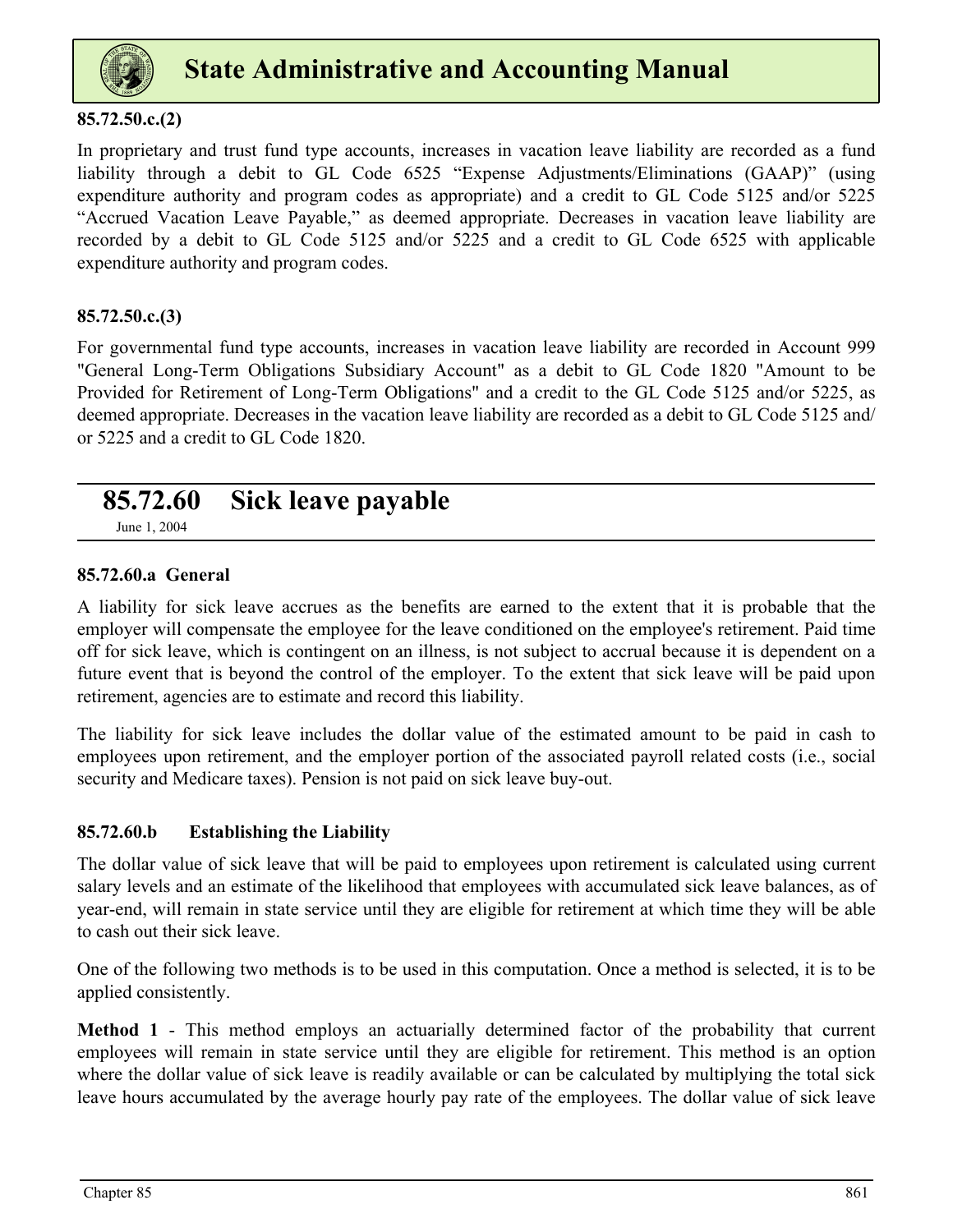**85.72.50.c.(2)**

In proprietary and trust fund type accounts, increases in vacation leave liability are recorded as a fund liability through a debit to GL Code 6525 “Expense Adjustments/Eliminations (GAAP)” (using expenditure authority and program codes as appropriate) and a credit to GL Code 5125 and/or 5225 “Accrued Vacation Leave Payable,” as deemed appropriate. Decreases in vacation leave liability are recorded by a debit to GL Code 5125 and/or 5225 and a credit to GL Code 6525 with applicable expenditure authority and program codes.

**85.72.50.c.(3)**

For governmental fund type accounts, increases in vacation leave liability are recorded in Account 999 "General Long-Term Obligations Subsidiary Account" as a debit to GL Code 1820 "Amount to be Provided for Retirement of Long-Term Obligations" and a credit to the GL Code 5125 and/or 5225, as deemed appropriate. Decreases in the vacation leave liability are recorded as a debit to GL Code 5125 and/or 5225 and a credit to GL Code 1820.

## 85.72.60 Sick leave payable

June 1, 2004

**85.72.60.a General**

A liability for sick leave accrues as the benefits are earned to the extent that it is probable that the employer will compensate the employee for the leave conditioned on the employee's retirement. Paid time off for sick leave, which is contingent on an illness, is not subject to accrual because it is dependent on a future event that is beyond the control of the employer. To the extent that sick leave will be paid upon retirement, agencies are to estimate and record this liability.

The liability for sick leave includes the dollar value of the estimated amount to be paid in cash to employees upon retirement, and the employer portion of the associated payroll related costs (i.e., social security and Medicare taxes). Pension is not paid on sick leave buy-out.

**85.72.60.b Establishing the Liability**

The dollar value of sick leave that will be paid to employees upon retirement is calculated using current salary levels and an estimate of the likelihood that employees with accumulated sick leave balances, as of year-end, will remain in state service until they are eligible for retirement at which time they will be able to cash out their sick leave.

One of the following two methods is to be used in this computation. Once a method is selected, it is to be applied consistently.

**Method 1** - This method employs an actuarially determined factor of the probability that current employees will remain in state service until they are eligible for retirement. This method is an option where the dollar value of sick leave is readily available or can be calculated by multiplying the total sick leave hours accumulated by the average hourly pay rate of the employees. The dollar value of sick leave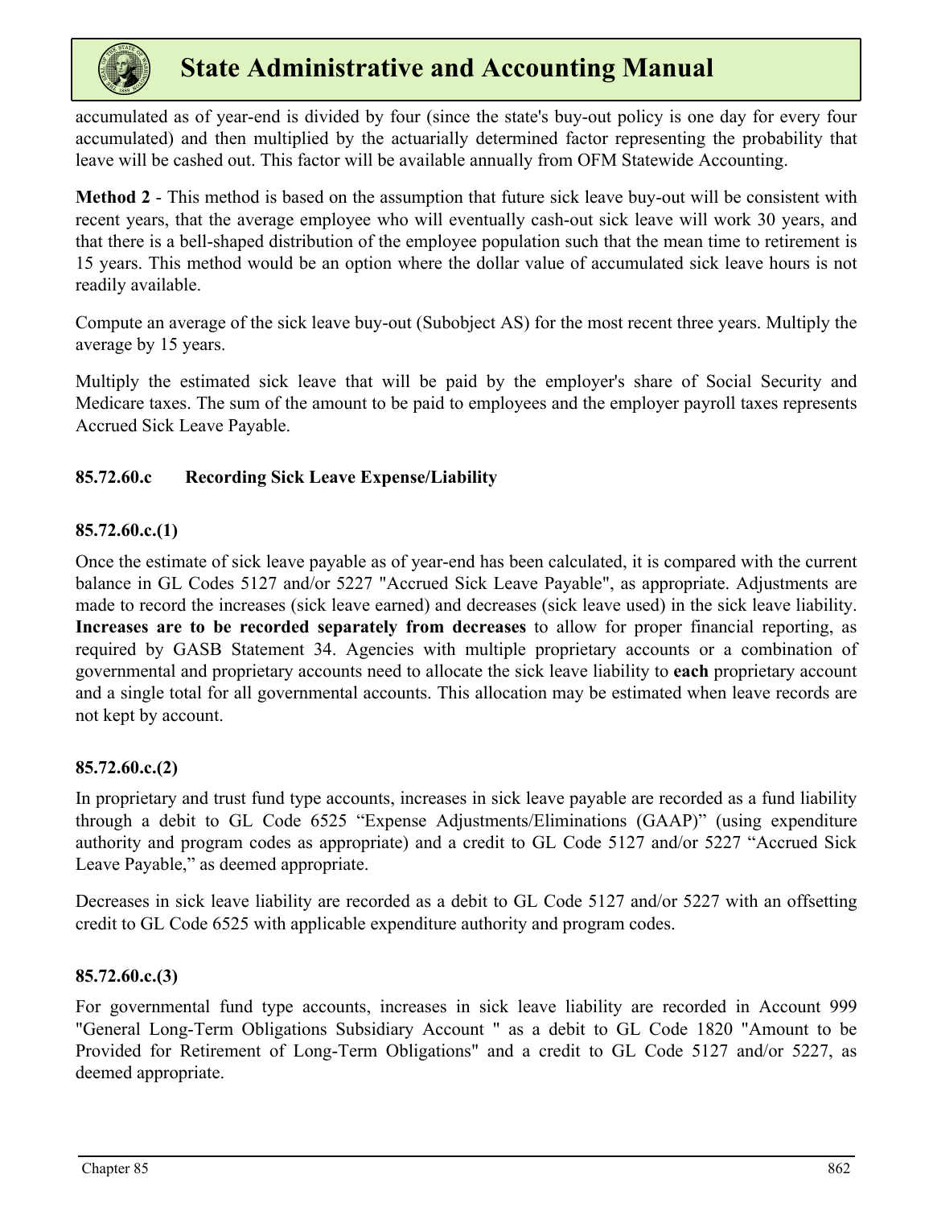accumulated as of year-end is divided by four (since the state's buy-out policy is one day for every four accumulated) and then multiplied by the actuarially determined factor representing the probability that leave will be cashed out. This factor will be available annually from OFM Statewide Accounting.

**Method 2** - This method is based on the assumption that future sick leave buy-out will be consistent with recent years, that the average employee who will eventually cash-out sick leave will work 30 years, and that there is a bell-shaped distribution of the employee population such that the mean time to retirement is 15 years. This method would be an option where the dollar value of accumulated sick leave hours is not readily available.

Compute an average of the sick leave buy-out (Subobject AS) for the most recent three years. Multiply the average by 15 years.

Multiply the estimated sick leave that will be paid by the employer's share of Social Security and Medicare taxes. The sum of the amount to be paid to employees and the employer payroll taxes represents Accrued Sick Leave Payable.

### 85.72.60.c Recording Sick Leave Expense/Liability

#### 85.72.60.c.(1)

Once the estimate of sick leave payable as of year-end has been calculated, it is compared with the current balance in GL Codes 5127 and/or 5227 "Accrued Sick Leave Payable", as appropriate. Adjustments are made to record the increases (sick leave earned) and decreases (sick leave used) in the sick leave liability. **Increases are to be recorded separately from decreases** to allow for proper financial reporting, as required by GASB Statement 34. Agencies with multiple proprietary accounts or a combination of governmental and proprietary accounts need to allocate the sick leave liability to **each** proprietary account and a single total for all governmental accounts. This allocation may be estimated when leave records are not kept by account.

#### 85.72.60.c.(2)

In proprietary and trust fund type accounts, increases in sick leave payable are recorded as a fund liability through a debit to GL Code 6525 “Expense Adjustments/Eliminations (GAAP)” (using expenditure authority and program codes as appropriate) and a credit to GL Code 5127 and/or 5227 “Accrued Sick Leave Payable,” as deemed appropriate.

Decreases in sick leave liability are recorded as a debit to GL Code 5127 and/or 5227 with an offsetting credit to GL Code 6525 with applicable expenditure authority and program codes.

#### 85.72.60.c.(3)

For governmental fund type accounts, increases in sick leave liability are recorded in Account 999 "General Long-Term Obligations Subsidiary Account " as a debit to GL Code 1820 "Amount to be Provided for Retirement of Long-Term Obligations" and a credit to GL Code 5127 and/or 5227, as deemed appropriate.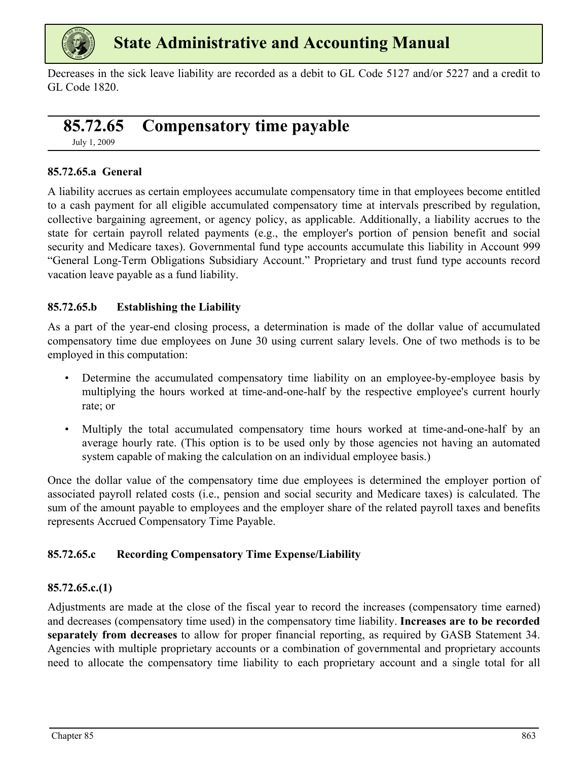Decreases in the sick leave liability are recorded as a debit to GL Code 5127 and/or 5227 and a credit to GL Code 1820.

## 85.72.65 Compensatory time payable

July 1, 2009

### 85.72.65.a General

A liability accrues as certain employees accumulate compensatory time in that employees become entitled to a cash payment for all eligible accumulated compensatory time at intervals prescribed by regulation, collective bargaining agreement, or agency policy, as applicable. Additionally, a liability accrues to the state for certain payroll related payments (e.g., the employer's portion of pension benefit and social security and Medicare taxes). Governmental fund type accounts accumulate this liability in Account 999 "General Long-Term Obligations Subsidiary Account." Proprietary and trust fund type accounts record vacation leave payable as a fund liability.

### 85.72.65.b Establishing the Liability

As a part of the year-end closing process, a determination is made of the dollar value of accumulated compensatory time due employees on June 30 using current salary levels. One of two methods is to be employed in this computation:

- Determine the accumulated compensatory time liability on an employee-by-employee basis by multiplying the hours worked at time-and-one-half by the respective employee's current hourly rate; or
- Multiply the total accumulated compensatory time hours worked at time-and-one-half by an average hourly rate. (This option is to be used only by those agencies not having an automated system capable of making the calculation on an individual employee basis.)

Once the dollar value of the compensatory time due employees is determined the employer portion of associated payroll related costs (i.e., pension and social security and Medicare taxes) is calculated. The sum of the amount payable to employees and the employer share of the related payroll taxes and benefits represents Accrued Compensatory Time Payable.

### 85.72.65.c Recording Compensatory Time Expense/Liability

#### 85.72.65.c.(1)

Adjustments are made at the close of the fiscal year to record the increases (compensatory time earned) and decreases (compensatory time used) in the compensatory time liability. **Increases are to be recorded separately from decreases** to allow for proper financial reporting, as required by GASB Statement 34. Agencies with multiple proprietary accounts or a combination of governmental and proprietary accounts need to allocate the compensatory time liability to each proprietary account and a single total for all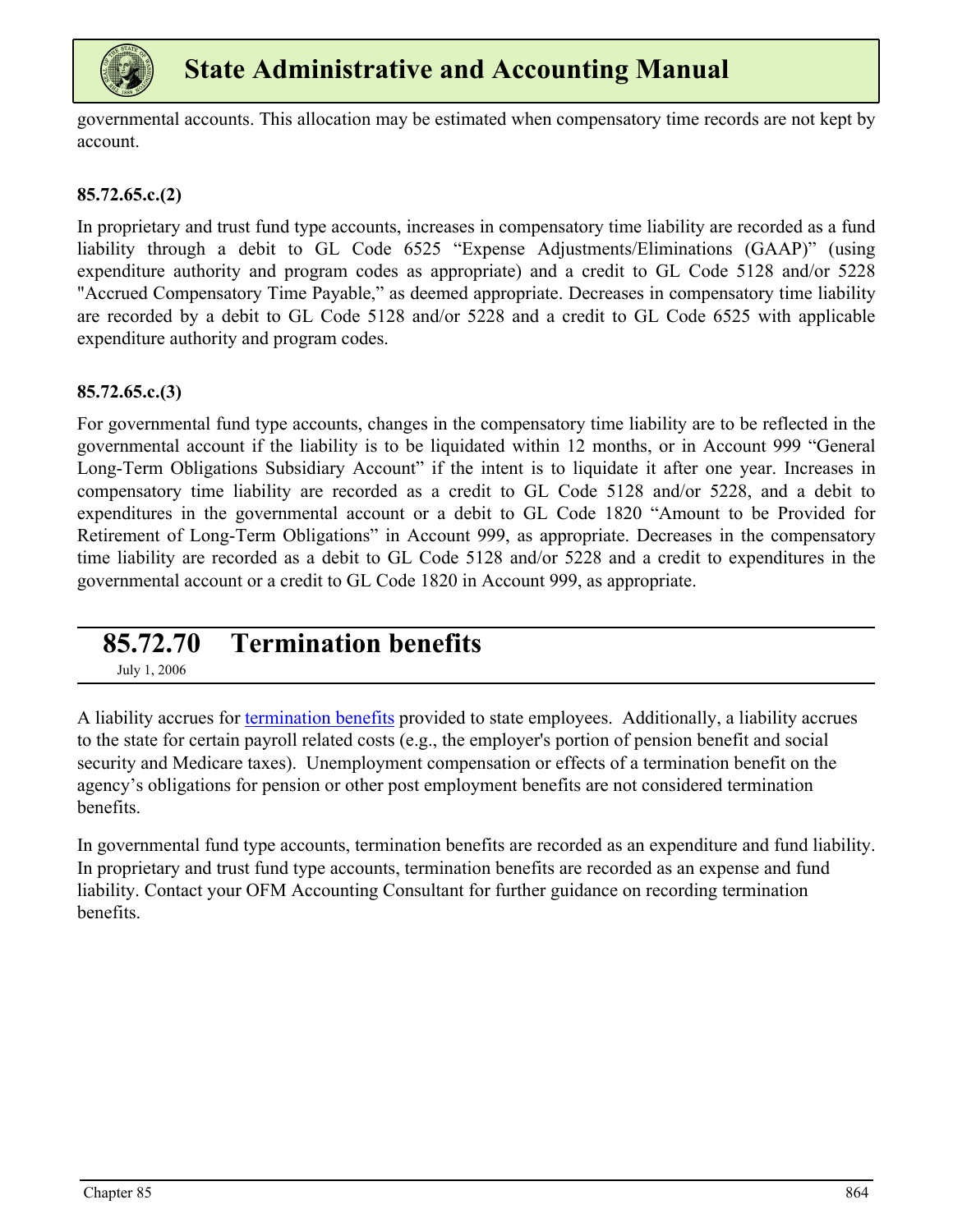governmental accounts. This allocation may be estimated when compensatory time records are not kept by account.

**85.72.65.c.(2)**

In proprietary and trust fund type accounts, increases in compensatory time liability are recorded as a fund liability through a debit to GL Code 6525 "Expense Adjustments/Eliminations (GAAP)" (using expenditure authority and program codes as appropriate) and a credit to GL Code 5128 and/or 5228 "Accrued Compensatory Time Payable," as deemed appropriate. Decreases in compensatory time liability are recorded by a debit to GL Code 5128 and/or 5228 and a credit to GL Code 6525 with applicable expenditure authority and program codes.

**85.72.65.c.(3)**

For governmental fund type accounts, changes in the compensatory time liability are to be reflected in the governmental account if the liability is to be liquidated within 12 months, or in Account 999 "General Long-Term Obligations Subsidiary Account" if the intent is to liquidate it after one year. Increases in compensatory time liability are recorded as a credit to GL Code 5128 and/or 5228, and a debit to expenditures in the governmental account or a debit to GL Code 1820 "Amount to be Provided for Retirement of Long-Term Obligations" in Account 999, as appropriate. Decreases in the compensatory time liability are recorded as a debit to GL Code 5128 and/or 5228 and a credit to expenditures in the governmental account or a credit to GL Code 1820 in Account 999, as appropriate.

## 85.72.70 Termination benefits

July 1, 2006

A liability accrues for termination benefits provided to state employees. Additionally, a liability accrues to the state for certain payroll related costs (e.g., the employer's portion of pension benefit and social security and Medicare taxes). Unemployment compensation or effects of a termination benefit on the agency's obligations for pension or other post employment benefits are not considered termination benefits.

In governmental fund type accounts, termination benefits are recorded as an expenditure and fund liability. In proprietary and trust fund type accounts, termination benefits are recorded as an expense and fund liability. Contact your OFM Accounting Consultant for further guidance on recording termination benefits.